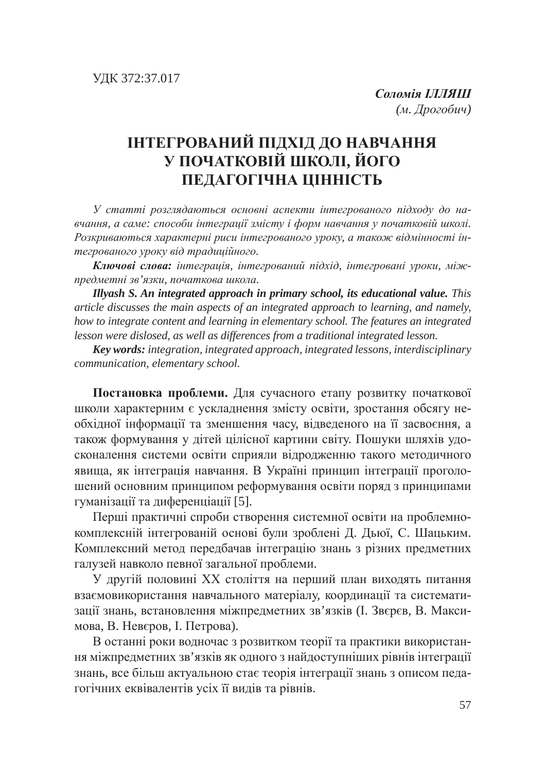УДК 372:37.017

***Соломія ІЛЛЯШ***
*(м. Дрогобич)*

# ІНТЕГРОВАНИЙ ПІДХІД ДО НАВЧАННЯ У ПОЧАТКОВІЙ ШКОЛІ, ЙОГО ПЕДАГОГІЧНА ЦІННІСТЬ

*У статті розглядаються основні аспекти інтегрованого підходу до навчання, а саме: способи інтеграції змісту і форм навчання у початковій школі. Розкриваються характерні риси інтегрованого уроку, а також відмінності інтегрованого уроку від традиційного.*

***Ключові слова:*** *інтеграція, інтегрований підхід, інтегровані уроки, міжпредметні зв'язки, початкова школа.*

***Illyash S. An integrated approach in primary school, its educational value.*** *This article discusses the main aspects of an integrated approach to learning, and namely, how to integrate content and learning in elementary school. The features an integrated lesson were dislosed, as well as differences from a traditional integrated lesson.*

***Key words:*** *integration, integrated approach, integrated lessons, interdisciplinary communication, elementary school.*

**Постановка проблеми.** Для сучасного етапу розвитку початкової школи характерним є ускладнення змісту освіти, зростання обсягу необхідної інформації та зменшення часу, відведеного на її засвоєння, а також формування у дітей цілісної картини світу. Пошуки шляхів удосконалення системи освіти сприяли відродженню такого методичного явища, як інтеграція навчання. В Україні принцип інтеграції проголошений основним принципом реформування освіти поряд з принципами гуманізації та диференціації [5].

Перші практичні спроби створення системної освіти на проблемно-комплексній інтегрованій основі були зроблені Д. Дьюї, С. Шацьким. Комплексний метод передбачав інтеграцію знань з різних предметних галузей навколо певної загальної проблеми.

У другій половині ХХ століття на перший план виходять питання взаємовикористання навчального матеріалу, координації та систематизації знань, встановлення міжпредметних зв'язків (І. Звєрєв, В. Максимова, В. Невєров, І. Петрова).

В останні роки водночас з розвитком теорії та практики використання міжпредметних зв'язків як одного з найдоступніших рівнів інтеграції знань, все більш актуальною стає теорія інтеграції знань з описом педагогічних еквівалентів усіх її видів та рівнів.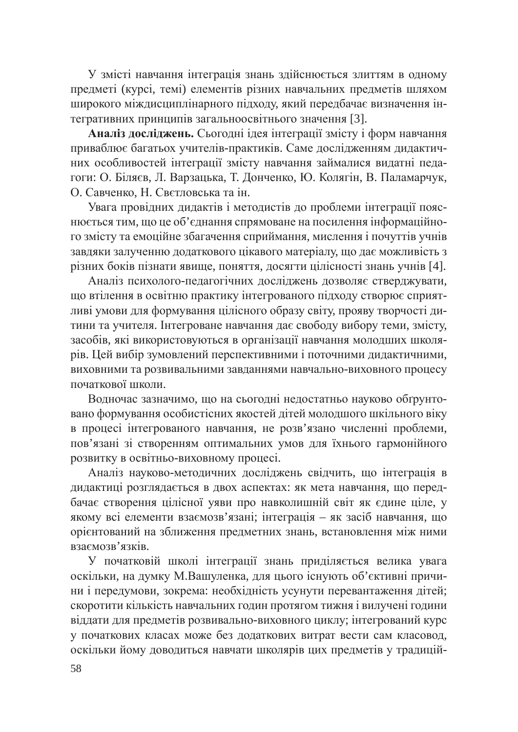У змісті навчання інтеграція знань здійснюється злиттям в одному предметі (курсі, темі) елементів різних навчальних предметів шляхом широкого міждисциплінарного підходу, який передбачає визначення інтегративних принципів загальноосвітнього значення [3].

**Аналіз досліджень.** Сьогодні ідея інтеграції змісту і форм навчання приваблює багатьох учителів-практиків. Саме дослідженням дидактичних особливостей інтеграції змісту навчання займалися видатні педагоги: О. Біляєв, Л. Варзацька, Т. Донченко, Ю. Колягін, В. Паламарчук, О. Савченко, Н. Свєтловська та ін.

Увага провідних дидактів і методистів до проблеми інтеграції пояснюється тим, що це об'єднання спрямоване на посилення інформаційного змісту та емоційне збагачення сприймання, мислення і почуттів учнів завдяки залученню додаткового цікавого матеріалу, що дає можливість з різних боків пізнати явище, поняття, досягти цілісності знань учнів [4].

Аналіз психолого-педагогічних досліджень дозволяє стверджувати, що втілення в освітню практику інтегрованого підходу створює сприятливі умови для формування цілісного образу світу, прояву творчості дитини та учителя. Інтегроване навчання дає свободу вибору теми, змісту, засобів, які використовуються в організації навчання молодших школярів. Цей вибір зумовлений перспективними і поточними дидактичними, виховними та розвивальними завданнями навчально-виховного процесу початкової школи.

Водночас зазначимо, що на сьогодні недостатньо науково обґрунтовано формування особистісних якостей дітей молодшого шкільного віку в процесі інтегрованого навчання, не розв'язано численні проблеми, пов'язані зі створенням оптимальних умов для їхнього гармонійного розвитку в освітньо-виховному процесі.

Аналіз науково-методичних досліджень свідчить, що інтеграція в дидактиці розглядається в двох аспектах: як мета навчання, що передбачає створення цілісної уяви про навколишній світ як єдине ціле, у якому всі елементи взаємозв'язані; інтеграція – як засіб навчання, що орієнтований на зближення предметних знань, встановлення між ними взаємозв'язків.

У початковій школі інтеграції знань приділяється велика увага оскільки, на думку М.Вашуленка, для цього існують об'єктивні причини і передумови, зокрема: необхідність усунути перевантаження дітей; скоротити кількість навчальних годин протягом тижня і вилучені години віддати для предметів розвивально-виховного циклу; інтегрований курс у початкових класах може без додаткових витрат вести сам класовод, оскільки йому доводиться навчати школярів цих предметів у традицій-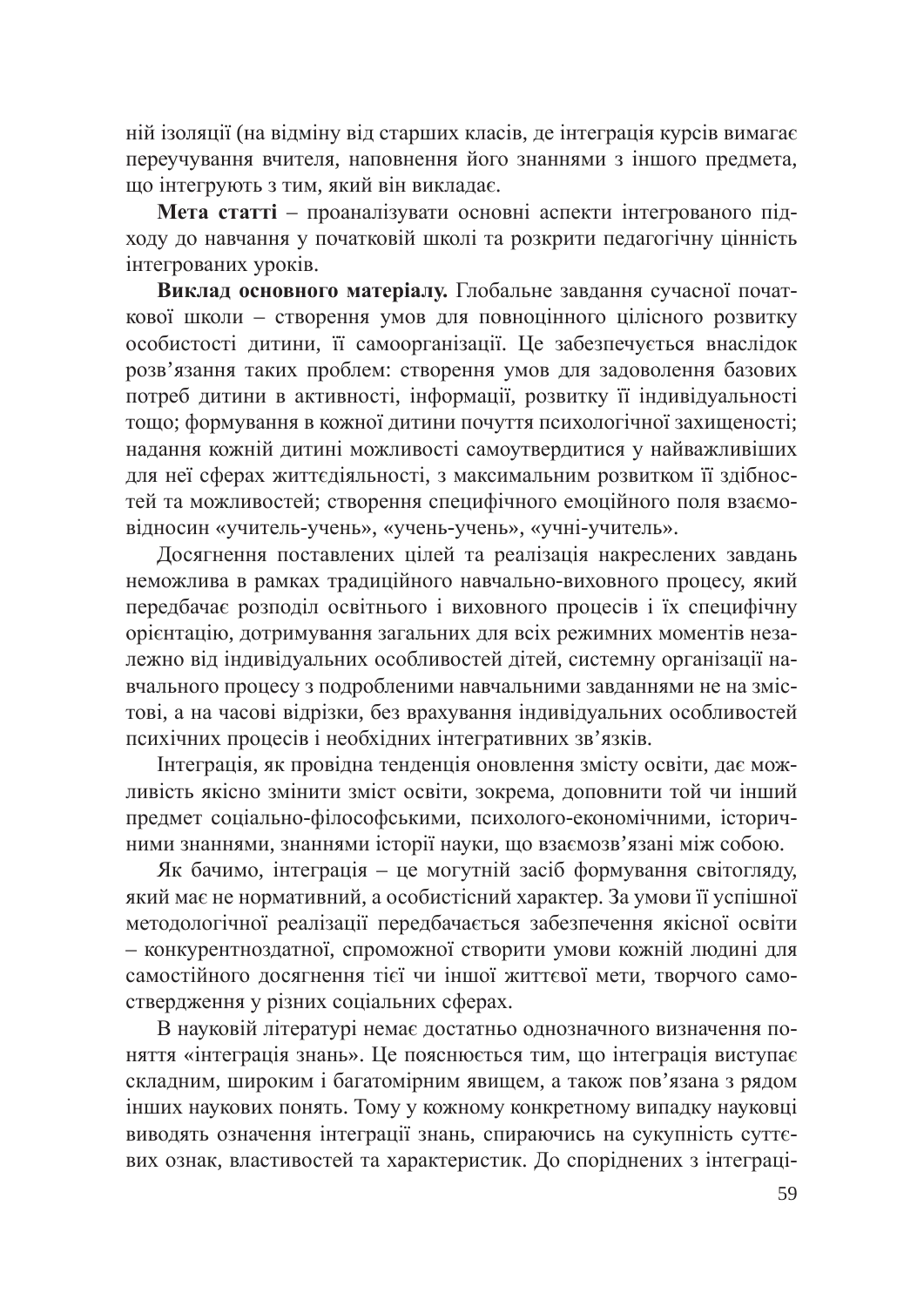ній ізоляції (на відміну від старших класів, де інтеграція курсів вимагає переучування вчителя, наповнення його знаннями з іншого предмета, що інтегрують з тим, який він викладає.

**Мета статті** – проаналізувати основні аспекти інтегрованого підходу до навчання у початковій школі та розкрити педагогічну цінність інтегрованих уроків.

**Виклад основного матеріалу.** Глобальне завдання сучасної початкової школи – створення умов для повноцінного цілісного розвитку особистості дитини, її самоорганізації. Це забезпечується внаслідок розв'язання таких проблем: створення умов для задоволення базових потреб дитини в активності, інформації, розвитку її індивідуальності тощо; формування в кожної дитини почуття психологічної захищеності; надання кожній дитині можливості самоутвердитися у найважливіших для неї сферах життєдіяльності, з максимальним розвитком її здібностей та можливостей; створення специфічного емоційного поля взаємовідносин «учитель-учень», «учень-учень», «учні-учитель».

Досягнення поставлених цілей та реалізація накреслених завдань неможлива в рамках традиційного навчально-виховного процесу, який передбачає розподіл освітнього і виховного процесів і їх специфічну орієнтацію, дотримування загальних для всіх режимних моментів незалежно від індивідуальних особливостей дітей, системну організації навчального процесу з подробленими навчальними завданнями не на змістові, а на часові відрізки, без врахування індивідуальних особливостей психічних процесів і необхідних інтегративних зв'язків.

Інтеграція, як провідна тенденція оновлення змісту освіти, дає можливість якісно змінити зміст освіти, зокрема, доповнити той чи інший предмет соціально-філософськими, психолого-економічними, історичними знаннями, знаннями історії науки, що взаємозв'язані між собою.

Як бачимо, інтеграція – це могутній засіб формування світогляду, який має не нормативний, а особистісний характер. За умови її успішної методологічної реалізації передбачається забезпечення якісної освіти – конкурентноздатної, спроможної створити умови кожній людині для самостійного досягнення тієї чи іншої життєвої мети, творчого самоствердження у різних соціальних сферах.

В науковій літературі немає достатньо однозначного визначення поняття «інтеграція знань». Це пояснюється тим, що інтеграція виступає складним, широким і багатомірним явищем, а також пов'язана з рядом інших наукових понять. Тому у кожному конкретному випадку науковці виводять означення інтеграції знань, спираючись на сукупність суттєвих ознак, властивостей та характеристик. До споріднених з інтеграці-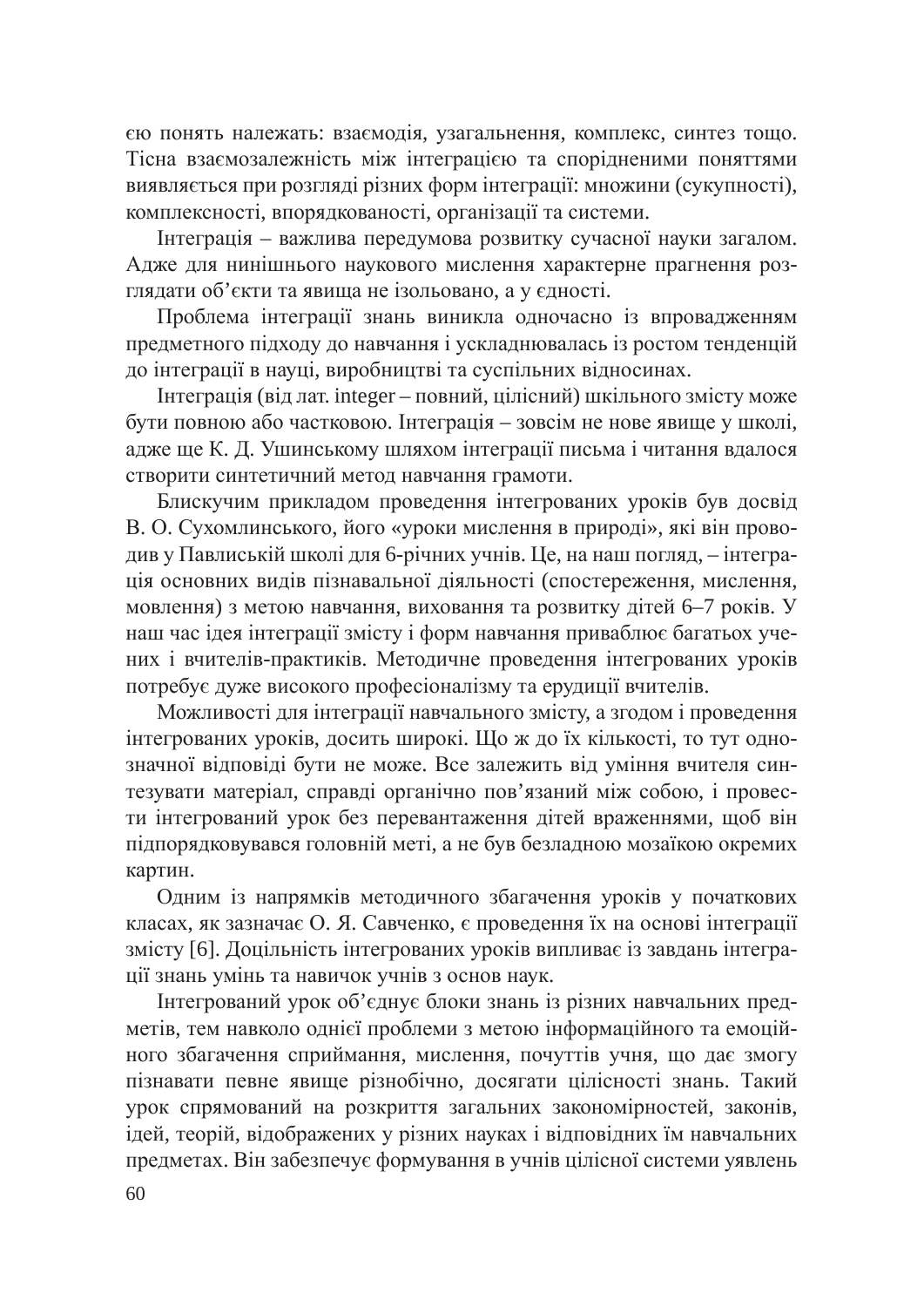єю понять належать: взаємодія, узагальнення, комплекс, синтез тощо. Тісна взаємозалежність між інтеграцією та спорідненими поняттями виявляється при розгляді різних форм інтеграції: множини (сукупності), комплексності, впорядкованості, організації та системи.

Інтеграція – важлива передумова розвитку сучасної науки загалом. Адже для нинішнього наукового мислення характерне прагнення розглядати об'єкти та явища не ізольовано, а у єдності.

Проблема інтеграції знань виникла одночасно із впровадженням предметного підходу до навчання і ускладнювалась із ростом тенденцій до інтеграції в науці, виробництві та суспільних відносинах.

Інтеграція (від лат. integer – повний, цілісний) шкільного змісту може бути повною або частковою. Інтеграція – зовсім не нове явище у школі, адже ще К. Д. Ушинському шляхом інтеграції письма і читання вдалося створити синтетичний метод навчання грамоти.

Блискучим прикладом проведення інтегрованих уроків був досвід В. О. Сухомлинського, його «уроки мислення в природі», які він проводив у Павлиській школі для 6-річних учнів. Це, на наш погляд, – інтеграція основних видів пізнавальної діяльності (спостереження, мислення, мовлення) з метою навчання, виховання та розвитку дітей 6–7 років. У наш час ідея інтеграції змісту і форм навчання приваблює багатьох учених і вчителів-практиків. Методичне проведення інтегрованих уроків потребує дуже високого професіоналізму та ерудиції вчителів.

Можливості для інтеграції навчального змісту, а згодом і проведення інтегрованих уроків, досить широкі. Що ж до їх кількості, то тут однозначної відповіді бути не може. Все залежить від уміння вчителя синтезувати матеріал, справді органічно пов'язаний між собою, і провести інтегрований урок без перевантаження дітей враженнями, щоб він підпорядковувався головній меті, а не був безладною мозаїкою окремих картин.

Одним із напрямків методичного збагачення уроків у початкових класах, як зазначає О. Я. Савченко, є проведення їх на основі інтеграції змісту [6]. Доцільність інтегрованих уроків випливає із завдань інтеграції знань умінь та навичок учнів з основ наук.

Інтегрований урок об'єднує блоки знань із різних навчальних предметів, тем навколо однієї проблеми з метою інформаційного та емоційного збагачення сприймання, мислення, почуттів учня, що дає змогу пізнавати певне явище різнобічно, досягати цілісності знань. Такий урок спрямований на розкриття загальних закономірностей, законів, ідей, теорій, відображених у різних науках і відповідних їм навчальних предметах. Він забезпечує формування в учнів цілісної системи уявлень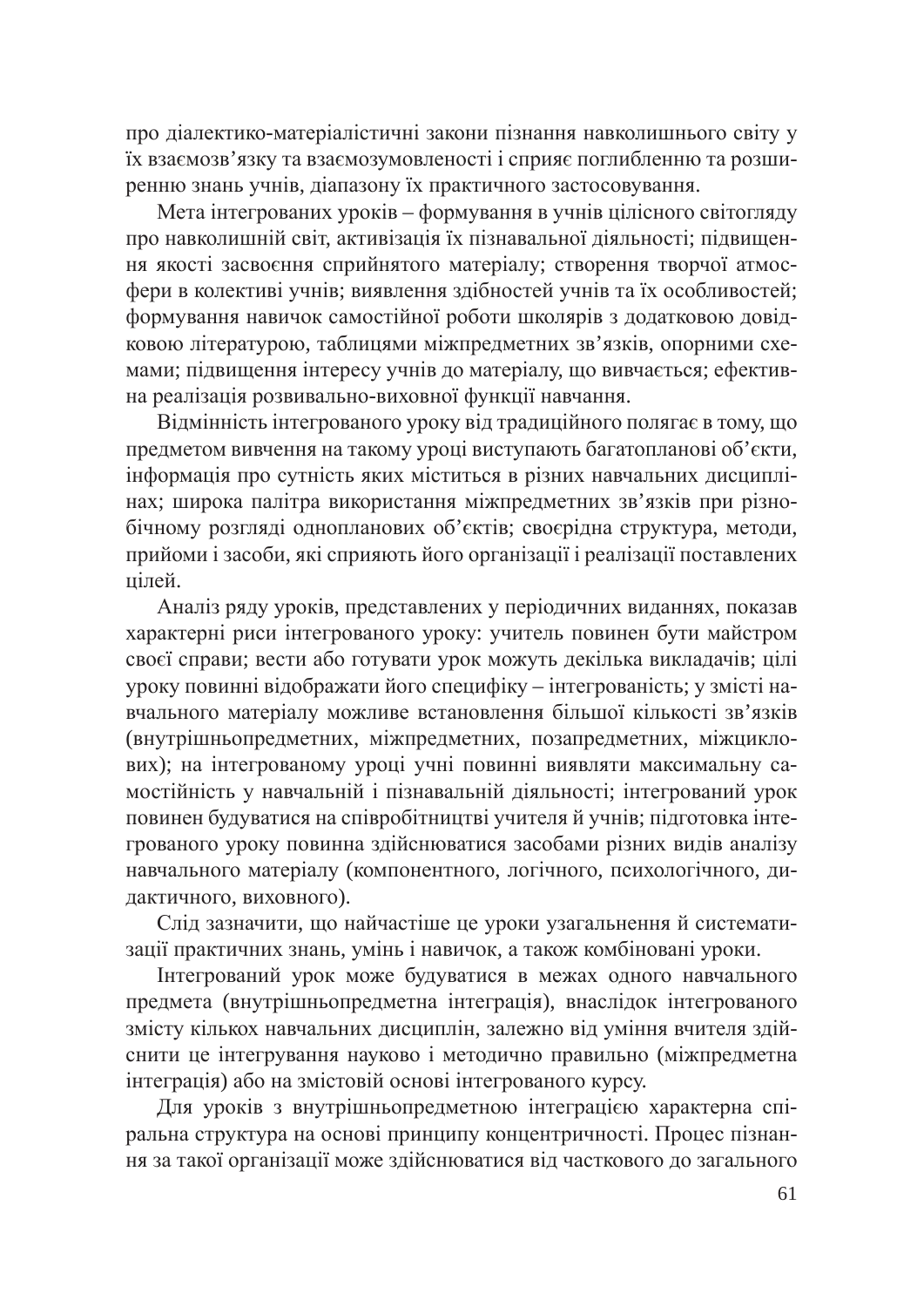про діалектико-матеріалістичні закони пізнання навколишнього світу у їх взаємозв'язку та взаємозумовленості і сприяє поглибленню та розширенню знань учнів, діапазону їх практичного застосовування.

Мета інтегрованих уроків – формування в учнів цілісного світогляду про навколишній світ, активізація їх пізнавальної діяльності; підвищення якості засвоєння сприйнятого матеріалу; створення творчої атмосфери в колективі учнів; виявлення здібностей учнів та їх особливостей; формування навичок самостійної роботи школярів з додатковою довідковою літературою, таблицями міжпредметних зв'язків, опорними схемами; підвищення інтересу учнів до матеріалу, що вивчається; ефективна реалізація розвивально-виховної функції навчання.

Відмінність інтегрованого уроку від традиційного полягає в тому, що предметом вивчення на такому уроці виступають багатопланові об'єкти, інформація про сутність яких міститься в різних навчальних дисциплінах; широка палітра використання міжпредметних зв'язків при різнобічному розгляді однопланових об'єктів; своєрідна структура, методи, прийоми і засоби, які сприяють його організації і реалізації поставлених цілей.

Аналіз ряду уроків, представлених у періодичних виданнях, показав характерні риси інтегрованого уроку: учитель повинен бути майстром своєї справи; вести або готувати урок можуть декілька викладачів; цілі уроку повинні відображати його специфіку – інтегрованість; у змісті навчального матеріалу можливе встановлення більшої кількості зв'язків (внутрішньопредметних, міжпредметних, позапредметних, міжциклових); на інтегрованому уроці учні повинні виявляти максимальну самостійність у навчальній і пізнавальній діяльності; інтегрований урок повинен будуватися на співробітництві учителя й учнів; підготовка інтегрованого уроку повинна здійснюватися засобами різних видів аналізу навчального матеріалу (компонентного, логічного, психологічного, дидактичного, виховного).

Слід зазначити, що найчастіше це уроки узагальнення й систематизації практичних знань, умінь і навичок, а також комбіновані уроки.

Інтегрований урок може будуватися в межах одного навчального предмета (внутрішньопредметна інтеграція), внаслідок інтегрованого змісту кількох навчальних дисциплін, залежно від уміння вчителя здійснити це інтегрування науково і методично правильно (міжпредметна інтеграція) або на змістовій основі інтегрованого курсу.

Для уроків з внутрішньопредметною інтеграцією характерна спіральна структура на основі принципу концентричності. Процес пізнання за такої організації може здійснюватися від часткового до загального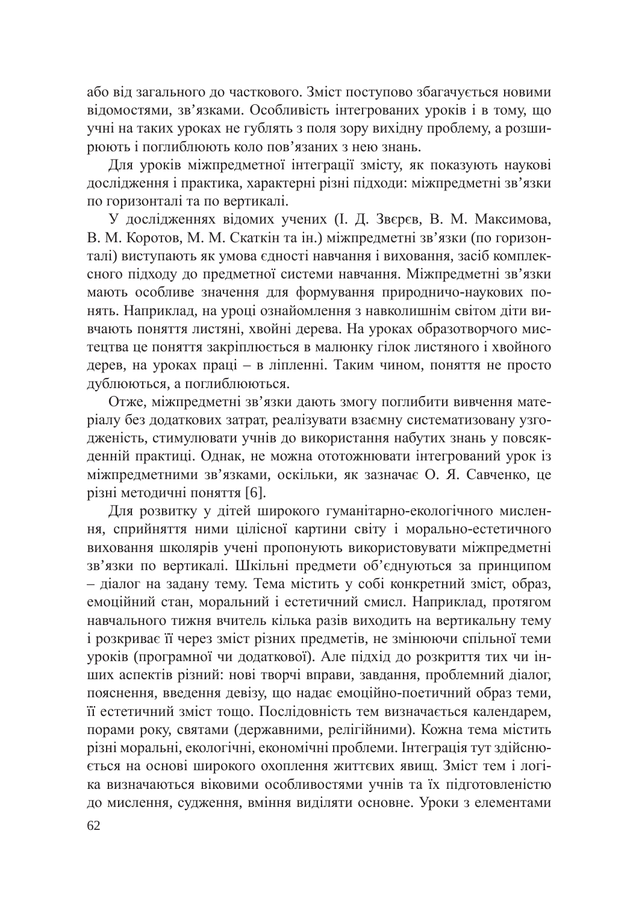або від загального до часткового. Зміст поступово збагачується новими відомостями, зв'язками. Особливість інтегрованих уроків і в тому, що учні на таких уроках не гублять з поля зору вихідну проблему, а розширюють і поглиблюють коло пов'язаних з нею знань.

Для уроків міжпредметної інтеграції змісту, як показують наукові дослідження і практика, характерні різні підходи: міжпредметні зв'язки по горизонталі та по вертикалі.

У дослідженнях відомих учених (І. Д. Звєрєв, В. М. Максимова, В. М. Коротов, М. М. Скаткін та ін.) міжпредметні зв'язки (по горизонталі) виступають як умова єдності навчання і виховання, засіб комплексного підходу до предметної системи навчання. Міжпредметні зв'язки мають особливе значення для формування природничо-наукових понять. Наприклад, на уроці ознайомлення з навколишнім світом діти вивчають поняття листяні, хвойні дерева. На уроках образотворчого мистецтва це поняття закріплюється в малюнку гілок листяного і хвойного дерев, на уроках праці – в ліпленні. Таким чином, поняття не просто дублюються, а поглиблюються.

Отже, міжпредметні зв'язки дають змогу поглибити вивчення матеріалу без додаткових затрат, реалізувати взаємну систематизовану узгодженість, стимулювати учнів до використання набутих знань у повсякденній практиці. Однак, не можна ототожнювати інтегрований урок із міжпредметними зв'язками, оскільки, як зазначає О. Я. Савченко, це різні методичні поняття [6].

Для розвитку у дітей широкого гуманітарно-екологічного мислення, сприйняття ними цілісної картини світу і морально-естетичного виховання школярів учені пропонують використовувати міжпредметні зв'язки по вертикалі. Шкільні предмети об'єднуються за принципом – діалог на задану тему. Тема містить у собі конкретний зміст, образ, емоційний стан, моральний і естетичний смисл. Наприклад, протягом навчального тижня вчитель кілька разів виходить на вертикальну тему і розкриває її через зміст різних предметів, не змінюючи спільної теми уроків (програмної чи додаткової). Але підхід до розкриття тих чи інших аспектів різний: нові творчі вправи, завдання, проблемний діалог, пояснення, введення девізу, що надає емоційно-поетичний образ теми, її естетичний зміст тощо. Послідовність тем визначається календарем, порами року, святами (державними, релігійними). Кожна тема містить різні моральні, екологічні, економічні проблеми. Інтеграція тут здійснюється на основі широкого охоплення життєвих явищ. Зміст тем і логіка визначаються віковими особливостями учнів та їх підготовленістю до мислення, судження, вміння виділяти основне. Уроки з елементами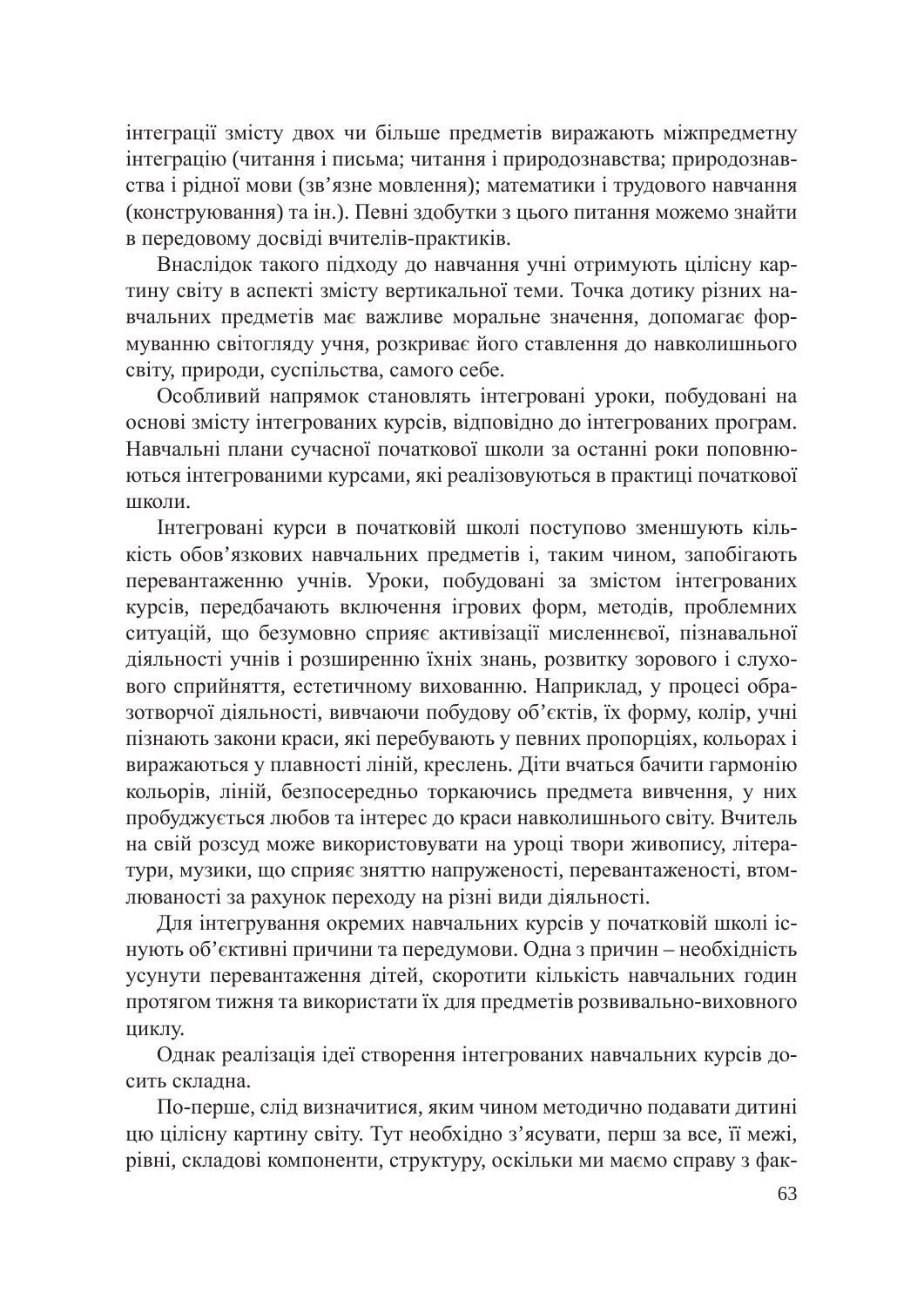інтеграції змісту двох чи більше предметів виражають міжпредметну інтеграцію (читання і письма; читання і природознавства; природознавства і рідної мови (зв'язне мовлення); математики і трудового навчання (конструювання) та ін.). Певні здобутки з цього питання можемо знайти в передовому досвіді вчителів-практиків.

Внаслідок такого підходу до навчання учні отримують цілісну картину світу в аспекті змісту вертикальної теми. Точка дотику різних навчальних предметів має важливе моральне значення, допомагає формуванню світогляду учня, розкриває його ставлення до навколишнього світу, природи, суспільства, самого себе.

Особливий напрямок становлять інтегровані уроки, побудовані на основі змісту інтегрованих курсів, відповідно до інтегрованих програм. Навчальні плани сучасної початкової школи за останні роки поповнюються інтегрованими курсами, які реалізовуються в практиці початкової школи.

Інтегровані курси в початковій школі поступово зменшують кількість обов'язкових навчальних предметів і, таким чином, запобігають перевантаженню учнів. Уроки, побудовані за змістом інтегрованих курсів, передбачають включення ігрових форм, методів, проблемних ситуацій, що безумовно сприяє активізації мисленнєвої, пізнавальної діяльності учнів і розширенню їхніх знань, розвитку зорового і слухового сприйняття, естетичному вихованню. Наприклад, у процесі образотворчої діяльності, вивчаючи побудову об'єктів, їх форму, колір, учні пізнають закони краси, які перебувають у певних пропорціях, кольорах і виражаються у плавності ліній, креслень. Діти вчаться бачити гармонію кольорів, ліній, безпосередньо торкаючись предмета вивчення, у них пробуджується любов та інтерес до краси навколишнього світу. Вчитель на свій розсуд може використовувати на уроці твори живопису, літератури, музики, що сприяє зняттю напруженості, перевантаженості, втомлюваності за рахунок переходу на різні види діяльності.

Для інтегрування окремих навчальних курсів у початковій школі існують об'єктивні причини та передумови. Одна з причин – необхідність усунути перевантаження дітей, скоротити кількість навчальних годин протягом тижня та використати їх для предметів розвивально-виховного циклу.

Однак реалізація ідеї створення інтегрованих навчальних курсів досить складна.

По-перше, слід визначитися, яким чином методично подавати дитині цю цілісну картину світу. Тут необхідно з'ясувати, перш за все, її межі, рівні, складові компоненти, структуру, оскільки ми маємо справу з фак-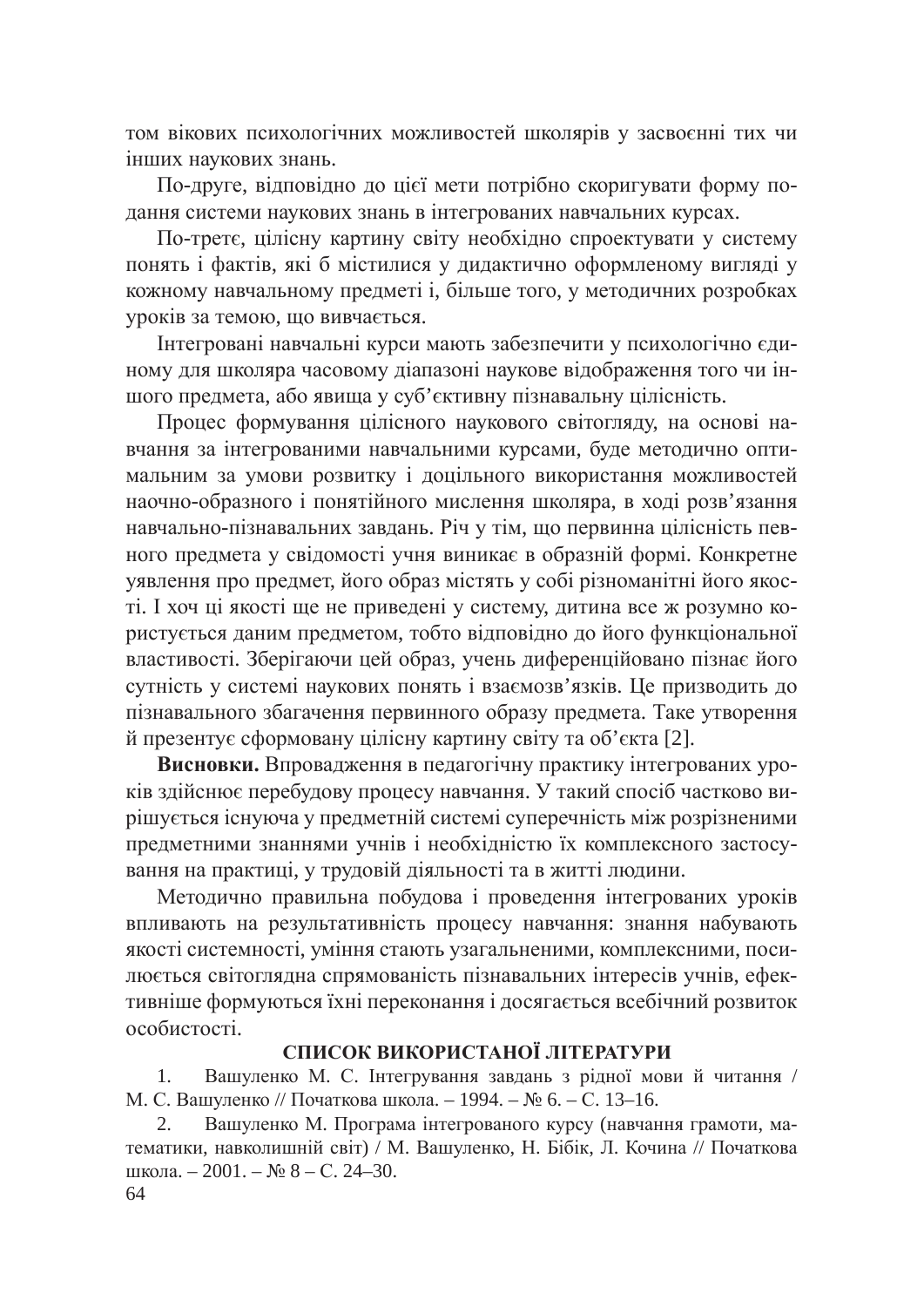том вікових психологічних можливостей школярів у засвоєнні тих чи інших наукових знань.

По-друге, відповідно до цієї мети потрібно скоригувати форму подання системи наукових знань в інтегрованих навчальних курсах.

По-третє, цілісну картину світу необхідно спроектувати у систему понять і фактів, які б містилися у дидактично оформленому вигляді у кожному навчальному предметі і, більше того, у методичних розробках уроків за темою, що вивчається.

Інтегровані навчальні курси мають забезпечити у психологічно єдиному для школяра часовому діапазоні наукове відображення того чи іншого предмета, або явища у суб'єктивну пізнавальну цілісність.

Процес формування цілісного наукового світогляду, на основі навчання за інтегрованими навчальними курсами, буде методично оптимальним за умови розвитку і доцільного використання можливостей наочно-образного і понятійного мислення школяра, в ході розв'язання навчально-пізнавальних завдань. Річ у тім, що первинна цілісність певного предмета у свідомості учня виникає в образній формі. Конкретне уявлення про предмет, його образ містять у собі різноманітні його якості. І хоч ці якості ще не приведені у систему, дитина все ж розумно користується даним предметом, тобто відповідно до його функціональної властивості. Зберігаючи цей образ, учень диференційовано пізнає його сутність у системі наукових понять і взаємозв'язків. Це призводить до пізнавального збагачення первинного образу предмета. Таке утворення й презентує сформовану цілісну картину світу та об'єкта [2].

**Висновки.** Впровадження в педагогічну практику інтегрованих уроків здійснює перебудову процесу навчання. У такий спосіб частково вирішується існуюча у предметній системі суперечність між розрізненими предметними знаннями учнів і необхідністю їх комплексного застосування на практиці, у трудовій діяльності та в житті людини.

Методично правильна побудова і проведення інтегрованих уроків впливають на результативність процесу навчання: знання набувають якості системності, уміння стають узагальненими, комплексними, посилюється світоглядна спрямованість пізнавальних інтересів учнів, ефективніше формуються їхні переконання і досягається всебічний розвиток особистості.

## СПИСОК ВИКОРИСТАНОЇ ЛІТЕРАТУРИ

1. Вашуленко М. С. Інтегрування завдань з рідної мови й читання / М. С. Вашуленко // Початкова школа. – 1994. – № 6. – С. 13–16.
2. Вашуленко М. Програма інтегрованого курсу (навчання грамоти, математики, навколишній світ) / М. Вашуленко, Н. Бібік, Л. Кочина // Початкова школа. – 2001. – № 8 – С. 24–30.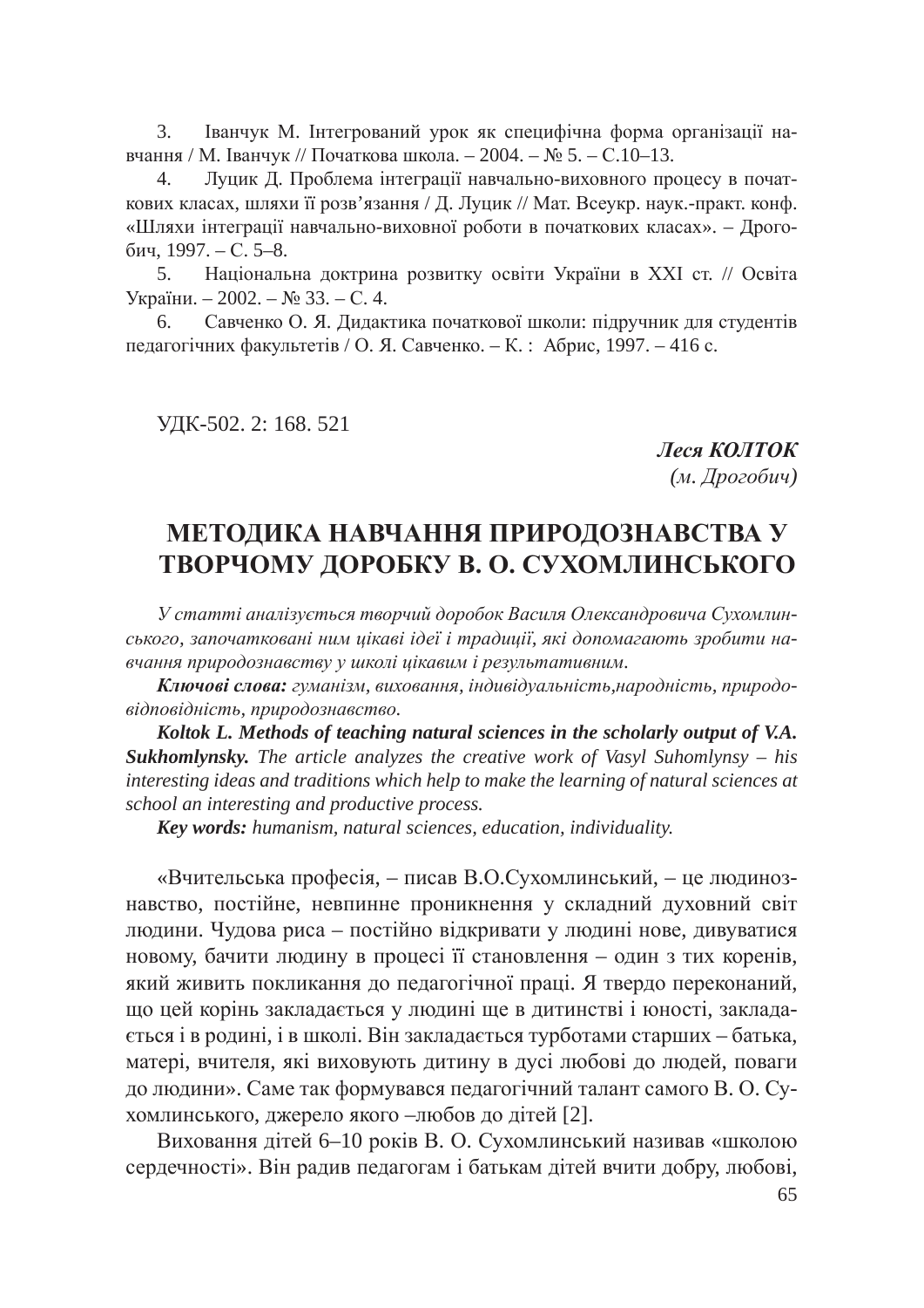3. Іванчук М. Інтегрований урок як специфічна форма організації навчання / М. Іванчук // Початкова школа. – 2004. – № 5. – С.10–13.

4. Луцик Д. Проблема інтеграції навчально-виховного процесу в початкових класах, шляхи її розв'язання / Д. Луцик // Мат. Всеукр. наук.-практ. конф. «Шляхи інтеграції навчально-виховної роботи в початкових класах». – Дрогобич, 1997. – С. 5–8.

5. Національна доктрина розвитку освіти України в XXI ст. // Освіта України. – 2002. – № 33. – С. 4.

6. Савченко О. Я. Дидактика початкової школи: підручник для студентів педагогічних факультетів / О. Я. Савченко. – К. : Абрис, 1997. – 416 с.

УДК-502. 2: 168. 521

***Леся КОЛТОК***
*(м. Дрогобич)*

# МЕТОДИКА НАВЧАННЯ ПРИРОДОЗНАВСТВА У ТВОРЧОМУ ДОРОБКУ В. О. СУХОМЛИНСЬКОГО

*У статті аналізується творчий доробок Василя Олександровича Сухомлинського, започатковані ним цікаві ідеї і традиції, які допомагають зробити навчання природознавству у школі цікавим і результативним.*

***Ключові слова:*** *гуманізм, виховання, індивідуальність,народність, природовідповідність, природознавство.*

***Koltok L. Methods of teaching natural sciences in the scholarly output of V.A. Sukhomlynsky.*** *The article analyzes the creative work of Vasyl Suhomlynsy – his interesting ideas and traditions which help to make the learning of natural sciences at school an interesting and productive process.*

***Key words:*** *humanism, natural sciences, education, individuality.*

«Вчительська професія, – писав В.О.Сухомлинський, – це людинознавство, постійне, невпинне проникнення у складний духовний світ людини. Чудова риса – постійно відкривати у людині нове, дивуватися новому, бачити людину в процесі її становлення – один з тих коренів, який живить покликання до педагогічної праці. Я твердо переконаний, що цей корінь закладається у людині ще в дитинстві і юності, закладається і в родині, і в школі. Він закладається турботами старших – батька, матері, вчителя, які виховують дитину в дусі любові до людей, поваги до людини». Саме так формувався педагогічний талант самого В. О. Сухомлинського, джерело якого –любов до дітей [2].

Виховання дітей 6–10 років В. О. Сухомлинський називав «школою сердечності». Він радив педагогам і батькам дітей вчити добру, любові,